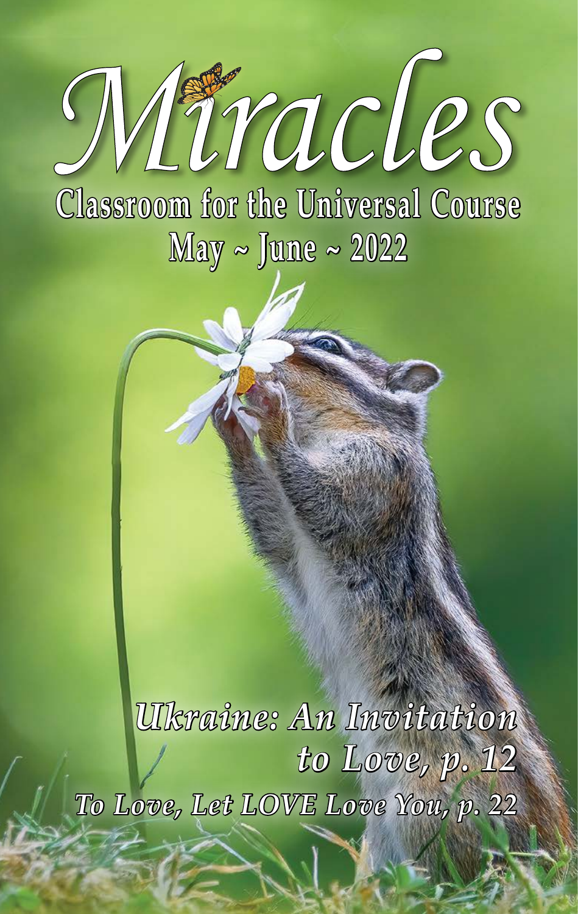# Miracles

## Classroom for the Universal Course

**May ~ June ~ 2022**

*Ukraine: An Invitation to Love, p. 12*

*To Love, Let LOVE Love You, p. 22*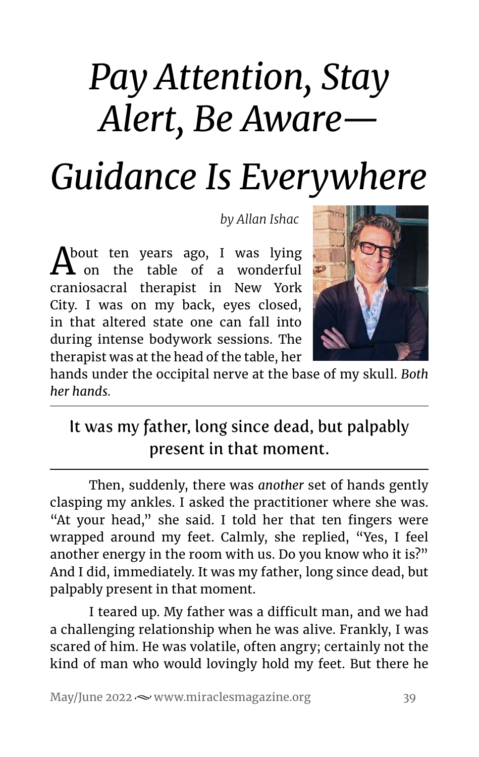# *Pay Attention, Stay Alert, Be Aware— Guidance Is Everywhere*

*by Allan Ishac*

About ten years ago, I was lying on the table of a wonderful craniosacral therapist in New York City. I was on my back, eyes closed, in that altered state one can fall into during intense bodywork sessions. The therapist was at the head of the table, her hands under the occipital nerve at the base of my skull. *Both her hands.*

> It was my father, long since dead, but palpably present in that moment.

Then, suddenly, there was *another* set of hands gently clasping my ankles. I asked the practitioner where she was. "At your head," she said. I told her that ten fingers were wrapped around my feet. Calmly, she replied, "Yes, I feel another energy in the room with us. Do you know who it is?" And I did, immediately. It was my father, long since dead, but palpably present in that moment.

I teared up. My father was a difficult man, and we had a challenging relationship when he was alive. Frankly, I was scared of him. He was volatile, often angry; certainly not the kind of man who would lovingly hold my feet. But there he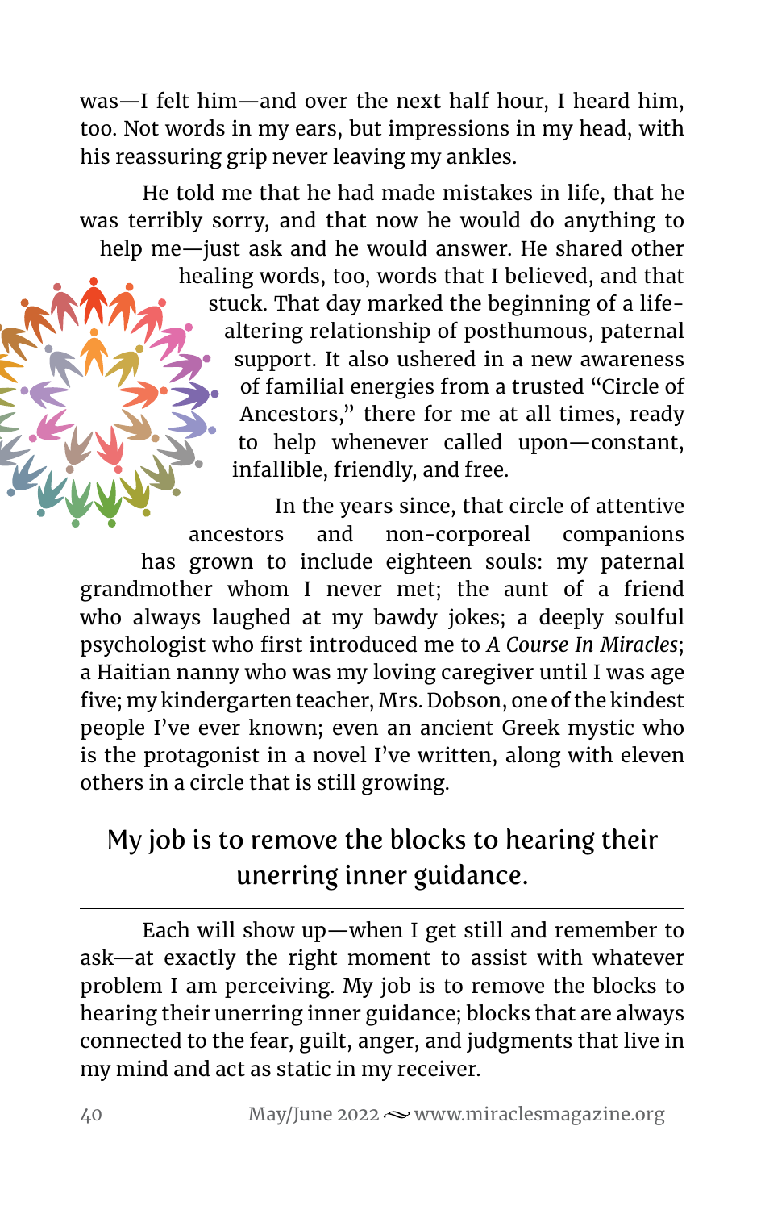was—I felt him—and over the next half hour, I heard him, too. Not words in my ears, but impressions in my head, with his reassuring grip never leaving my ankles.

He told me that he had made mistakes in life, that he was terribly sorry, and that now he would do anything to help me—just ask and he would answer. He shared other healing words, too, words that I believed, and that stuck. That day marked the beginning of a life-altering relationship of posthumous, paternal support. It also ushered in a new awareness of familial energies from a trusted "Circle of Ancestors," there for me at all times, ready to help whenever called upon—constant, infallible, friendly, and free.

In the years since, that circle of attentive ancestors and non-corporeal companions has grown to include eighteen souls: my paternal grandmother whom I never met; the aunt of a friend who always laughed at my bawdy jokes; a deeply soulful psychologist who first introduced me to *A Course In Miracles*; a Haitian nanny who was my loving caregiver until I was age five; my kindergarten teacher, Mrs. Dobson, one of the kindest people I've ever known; even an ancient Greek mystic who is the protagonist in a novel I've written, along with eleven others in a circle that is still growing.

> My job is to remove the blocks to hearing their unerring inner guidance.

Each will show up—when I get still and remember to ask—at exactly the right moment to assist with whatever problem I am perceiving. My job is to remove the blocks to hearing their unerring inner guidance; blocks that are always connected to the fear, guilt, anger, and judgments that live in my mind and act as static in my receiver.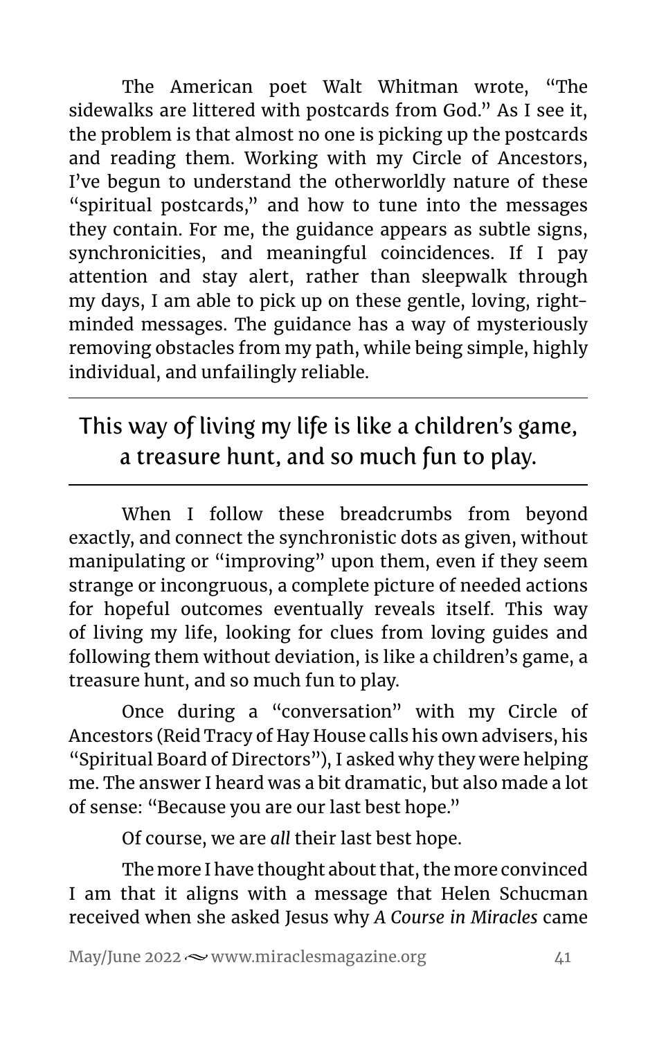The American poet Walt Whitman wrote, "The sidewalks are littered with postcards from God." As I see it, the problem is that almost no one is picking up the postcards and reading them. Working with my Circle of Ancestors, I've begun to understand the otherworldly nature of these "spiritual postcards," and how to tune into the messages they contain. For me, the guidance appears as subtle signs, synchronicities, and meaningful coincidences. If I pay attention and stay alert, rather than sleepwalk through my days, I am able to pick up on these gentle, loving, right-minded messages. The guidance has a way of mysteriously removing obstacles from my path, while being simple, highly individual, and unfailingly reliable.

---

This way of living my life is like a children's game, a treasure hunt, and so much fun to play.

---

When I follow these breadcrumbs from beyond exactly, and connect the synchronistic dots as given, without manipulating or "improving" upon them, even if they seem strange or incongruous, a complete picture of needed actions for hopeful outcomes eventually reveals itself. This way of living my life, looking for clues from loving guides and following them without deviation, is like a children's game, a treasure hunt, and so much fun to play.

Once during a "conversation" with my Circle of Ancestors (Reid Tracy of Hay House calls his own advisers, his "Spiritual Board of Directors"), I asked why they were helping me. The answer I heard was a bit dramatic, but also made a lot of sense: "Because you are our last best hope."

Of course, we are *all* their last best hope.

The more I have thought about that, the more convinced I am that it aligns with a message that Helen Schucman received when she asked Jesus why *A Course in Miracles* came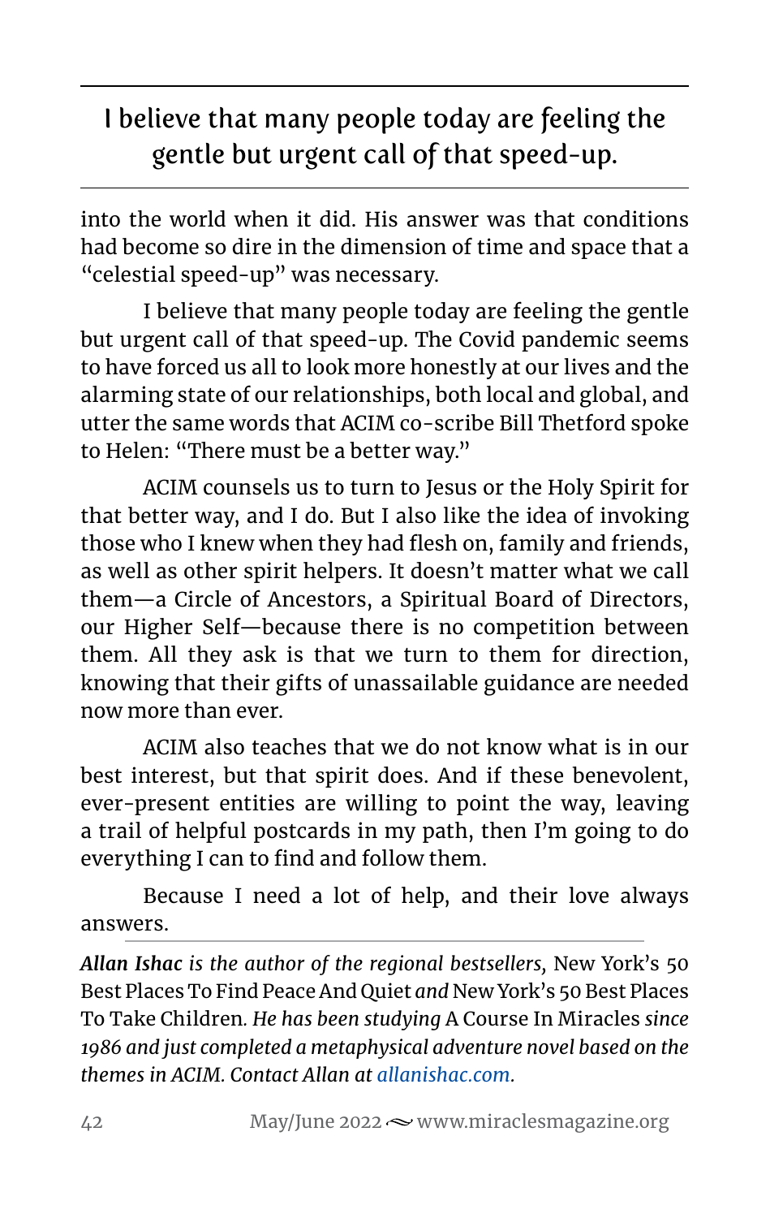> I believe that many people today are feeling the gentle but urgent call of that speed-up.

into the world when it did. His answer was that conditions had become so dire in the dimension of time and space that a "celestial speed-up" was necessary.

I believe that many people today are feeling the gentle but urgent call of that speed-up. The Covid pandemic seems to have forced us all to look more honestly at our lives and the alarming state of our relationships, both local and global, and utter the same words that ACIM co-scribe Bill Thetford spoke to Helen: "There must be a better way."

ACIM counsels us to turn to Jesus or the Holy Spirit for that better way, and I do. But I also like the idea of invoking those who I knew when they had flesh on, family and friends, as well as other spirit helpers. It doesn't matter what we call them—a Circle of Ancestors, a Spiritual Board of Directors, our Higher Self—because there is no competition between them. All they ask is that we turn to them for direction, knowing that their gifts of unassailable guidance are needed now more than ever.

ACIM also teaches that we do not know what is in our best interest, but that spirit does. And if these benevolent, ever-present entities are willing to point the way, leaving a trail of helpful postcards in my path, then I'm going to do everything I can to find and follow them.

Because I need a lot of help, and their love always answers.

---

***Allan Ishac** is the author of the regional bestsellers,* New York's 50 Best Places To Find Peace And Quiet *and* New York's 50 Best Places To Take Children*. He has been studying* A Course In Miracles *since 1986 and just completed a metaphysical adventure novel based on the themes in ACIM. Contact Allan at allanishac.com.*